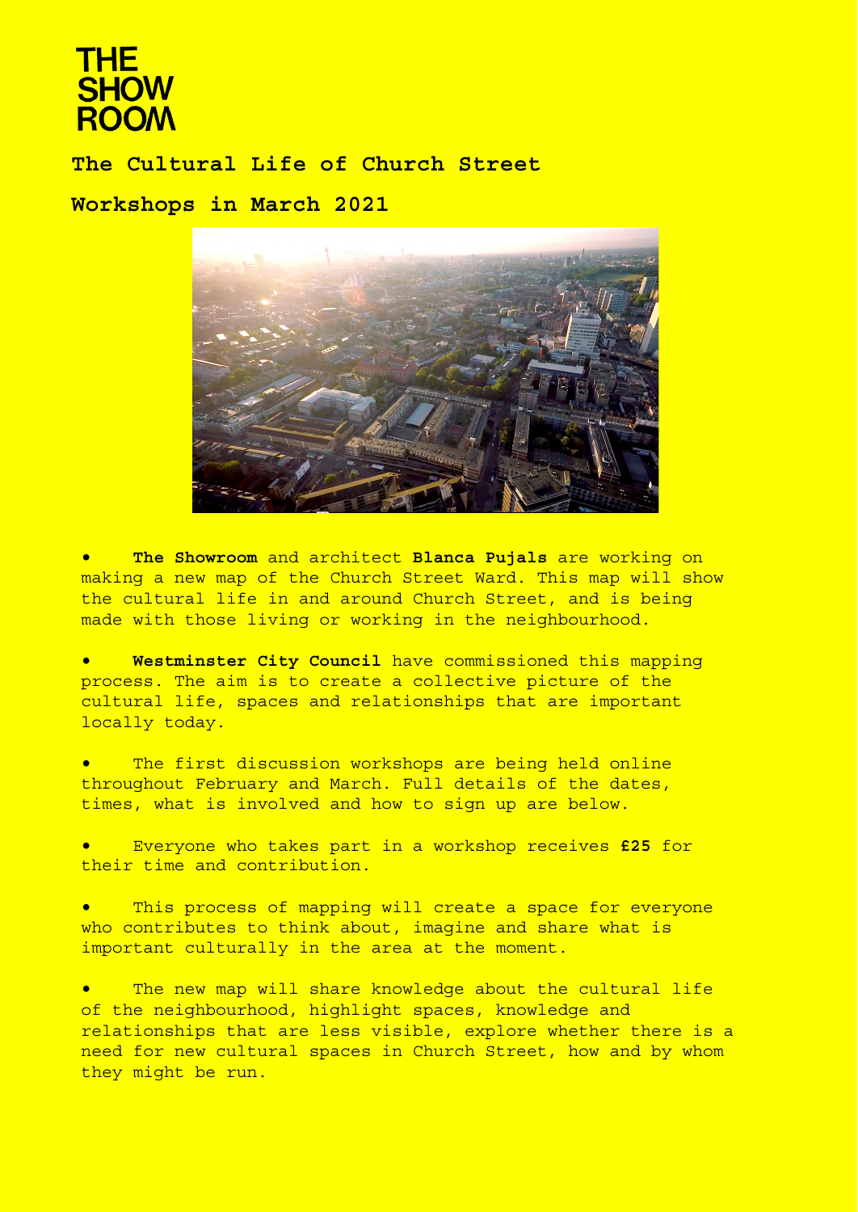THE SHOW ROOM

## The Cultural Life of Church Street

## Workshops in March 2021

- **The Showroom** and architect **Blanca Pujals** are working on making a new map of the Church Street Ward. This map will show the cultural life in and around Church Street, and is being made with those living or working in the neighbourhood.

- **Westminster City Council** have commissioned this mapping process. The aim is to create a collective picture of the cultural life, spaces and relationships that are important locally today.

- The first discussion workshops are being held online throughout February and March. Full details of the dates, times, what is involved and how to sign up are below.

- Everyone who takes part in a workshop receives **£25** for their time and contribution.

- This process of mapping will create a space for everyone who contributes to think about, imagine and share what is important culturally in the area at the moment.

- The new map will share knowledge about the cultural life of the neighbourhood, highlight spaces, knowledge and relationships that are less visible, explore whether there is a need for new cultural spaces in Church Street, how and by whom they might be run.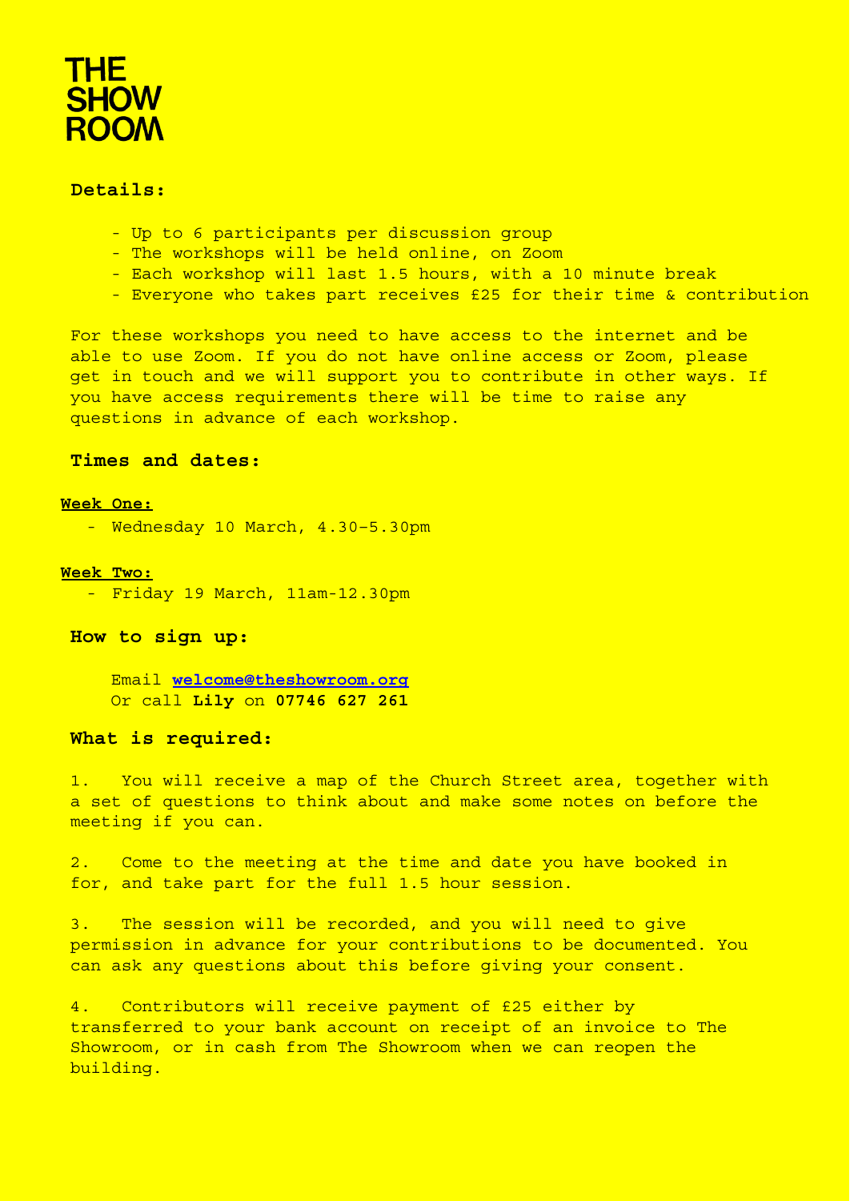# THE SHOW ROOM

## Details:

- Up to 6 participants per discussion group
- The workshops will be held online, on Zoom
- Each workshop will last 1.5 hours, with a 10 minute break
- Everyone who takes part receives £25 for their time & contribution

For these workshops you need to have access to the internet and be able to use Zoom. If you do not have online access or Zoom, please get in touch and we will support you to contribute in other ways. If you have access requirements there will be time to raise any questions in advance of each workshop.

## Times and dates:

**Week One:**

- Wednesday 10 March, 4.30-5.30pm

**Week Two:**

- Friday 19 March, 11am-12.30pm

## How to sign up:

Email **welcome@theshowroom.org**
Or call **Lily** on **07746 627 261**

## What is required:

1. You will receive a map of the Church Street area, together with a set of questions to think about and make some notes on before the meeting if you can.

2. Come to the meeting at the time and date you have booked in for, and take part for the full 1.5 hour session.

3. The session will be recorded, and you will need to give permission in advance for your contributions to be documented. You can ask any questions about this before giving your consent.

4. Contributors will receive payment of £25 either by transferred to your bank account on receipt of an invoice to The Showroom, or in cash from The Showroom when we can reopen the building.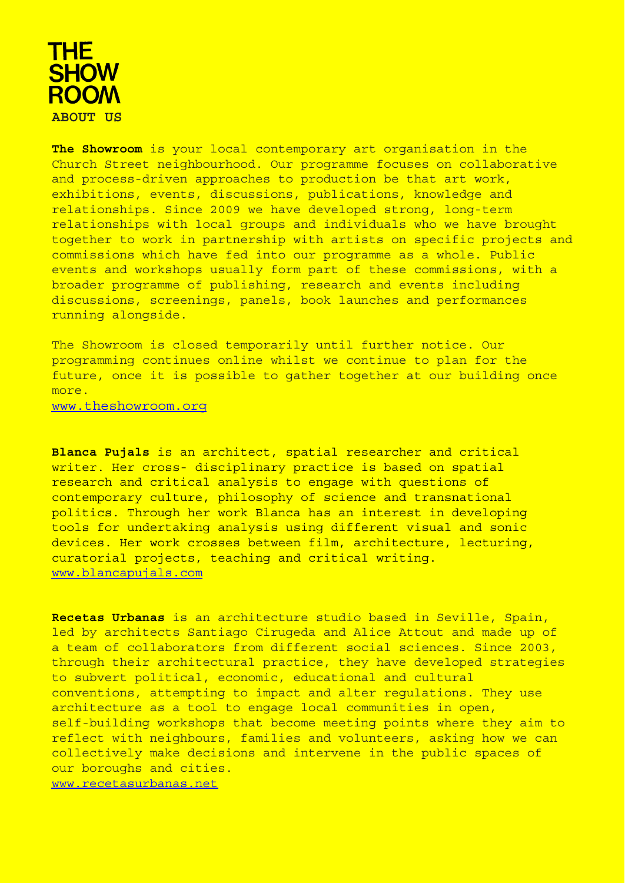# THE SHOW ROOM

## ABOUT US

**The Showroom** is your local contemporary art organisation in the Church Street neighbourhood. Our programme focuses on collaborative and process-driven approaches to production be that art work, exhibitions, events, discussions, publications, knowledge and relationships. Since 2009 we have developed strong, long-term relationships with local groups and individuals who we have brought together to work in partnership with artists on specific projects and commissions which have fed into our programme as a whole. Public events and workshops usually form part of these commissions, with a broader programme of publishing, research and events including discussions, screenings, panels, book launches and performances running alongside.

The Showroom is closed temporarily until further notice. Our programming continues online whilst we continue to plan for the future, once it is possible to gather together at our building once more.
www.theshowroom.org

**Blanca Pujals** is an architect, spatial researcher and critical writer. Her cross- disciplinary practice is based on spatial research and critical analysis to engage with questions of contemporary culture, philosophy of science and transnational politics. Through her work Blanca has an interest in developing tools for undertaking analysis using different visual and sonic devices. Her work crosses between film, architecture, lecturing, curatorial projects, teaching and critical writing.
www.blancapujals.com

**Recetas Urbanas** is an architecture studio based in Seville, Spain, led by architects Santiago Cirugeda and Alice Attout and made up of a team of collaborators from different social sciences. Since 2003, through their architectural practice, they have developed strategies to subvert political, economic, educational and cultural conventions, attempting to impact and alter regulations. They use architecture as a tool to engage local communities in open, self-building workshops that become meeting points where they aim to reflect with neighbours, families and volunteers, asking how we can collectively make decisions and intervene in the public spaces of our boroughs and cities.
www.recetasurbanas.net